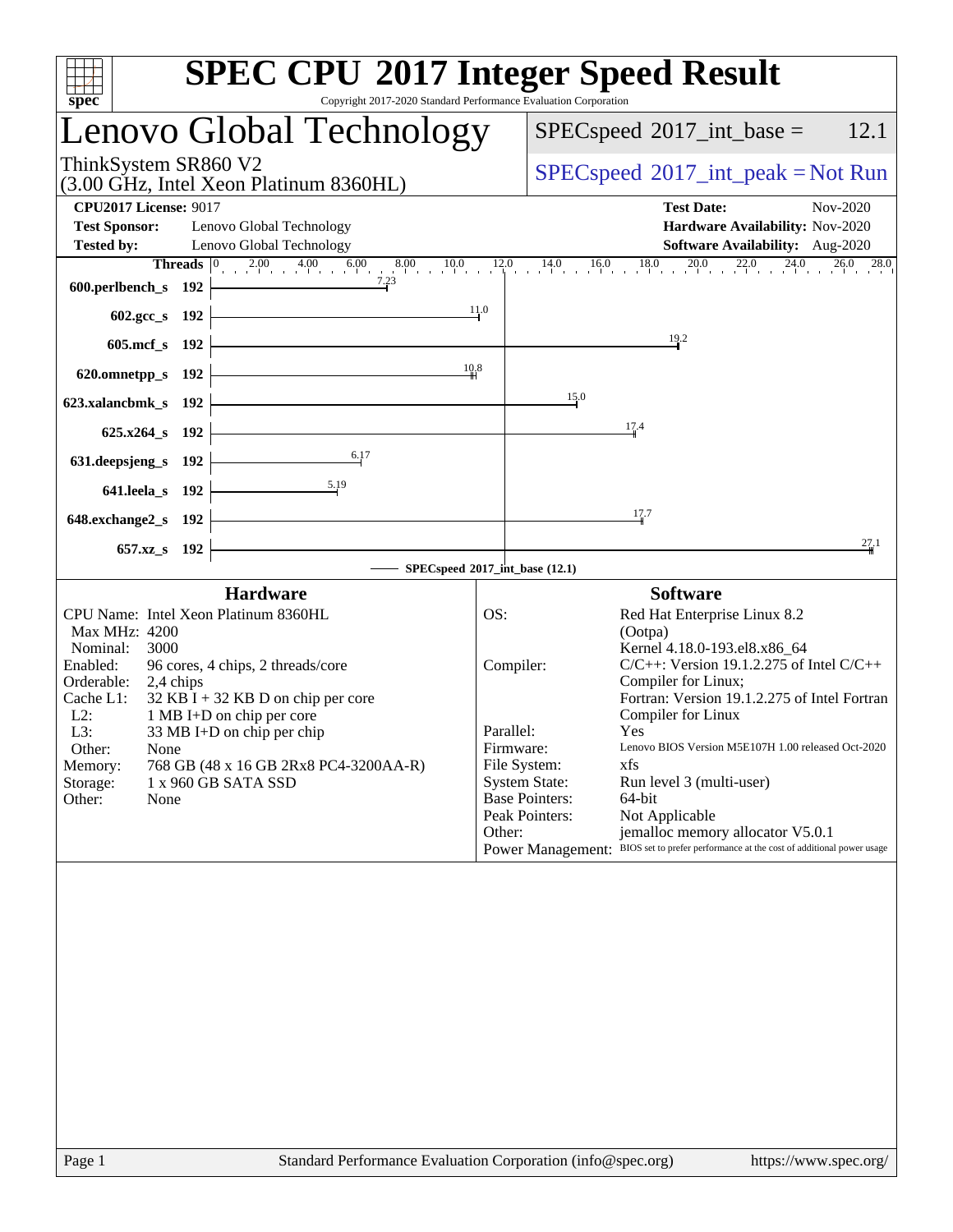# SPEC CPU 2017 Integer Speed Result

Copyright 2017-2020 Standard Performance Evaluation Corporation

## Lenovo Global Technology

ThinkSystem SR860 V2
(3.00 GHz, Intel Xeon Platinum 8360HL)

SPECspeed 2017_int_base = 12.1

SPECspeed 2017_int_peak = Not Run

**CPU2017 License:** 9017
**Test Sponsor:** Lenovo Global Technology
**Tested by:** Lenovo Global Technology

**Test Date:** Nov-2020
**Hardware Availability:** Nov-2020
**Software Availability:** Aug-2020

| Benchmark | Threads | SPECspeed 2017_int_base (12.1) |
|---|---|---|
| 600.perlbench_s | 192 | 7.23 |
| 602.gcc_s | 192 | 11.0 |
| 605.mcf_s | 192 | 19.2 |
| 620.omnetpp_s | 192 | 10.8 |
| 623.xalancbmk_s | 192 | 15.0 |
| 625.x264_s | 192 | 17.4 |
| 631.deepsjeng_s | 192 | 6.17 |
| 641.leela_s | 192 | 5.19 |
| 648.exchange2_s | 192 | 17.7 |
| 657.xz_s | 192 | 27.1 |

### Hardware

| | |
|---|---|
| CPU Name: | Intel Xeon Platinum 8360HL |
| Max MHz: | 4200 |
| Nominal: | 3000 |
| Enabled: | 96 cores, 4 chips, 2 threads/core |
| Orderable: | 2,4 chips |
| Cache L1: | 32 KB I + 32 KB D on chip per core |
| L2: | 1 MB I+D on chip per core |
| L3: | 33 MB I+D on chip per chip |
| Other: | None |
| Memory: | 768 GB (48 x 16 GB 2Rx8 PC4-3200AA-R) |
| Storage: | 1 x 960 GB SATA SSD |
| Other: | None |

### Software

| | |
|---|---|
| OS: | Red Hat Enterprise Linux 8.2 (Ootpa) Kernel 4.18.0-193.el8.x86_64 |
| Compiler: | C/C++: Version 19.1.2.275 of Intel C/C++ Compiler for Linux; Fortran: Version 19.1.2.275 of Intel Fortran Compiler for Linux |
| Parallel: | Yes |
| Firmware: | Lenovo BIOS Version M5E107H 1.00 released Oct-2020 |
| File System: | xfs |
| System State: | Run level 3 (multi-user) |
| Base Pointers: | 64-bit |
| Peak Pointers: | Not Applicable |
| Other: | jemalloc memory allocator V5.0.1 |
| Power Management: | BIOS set to prefer performance at the cost of additional power usage |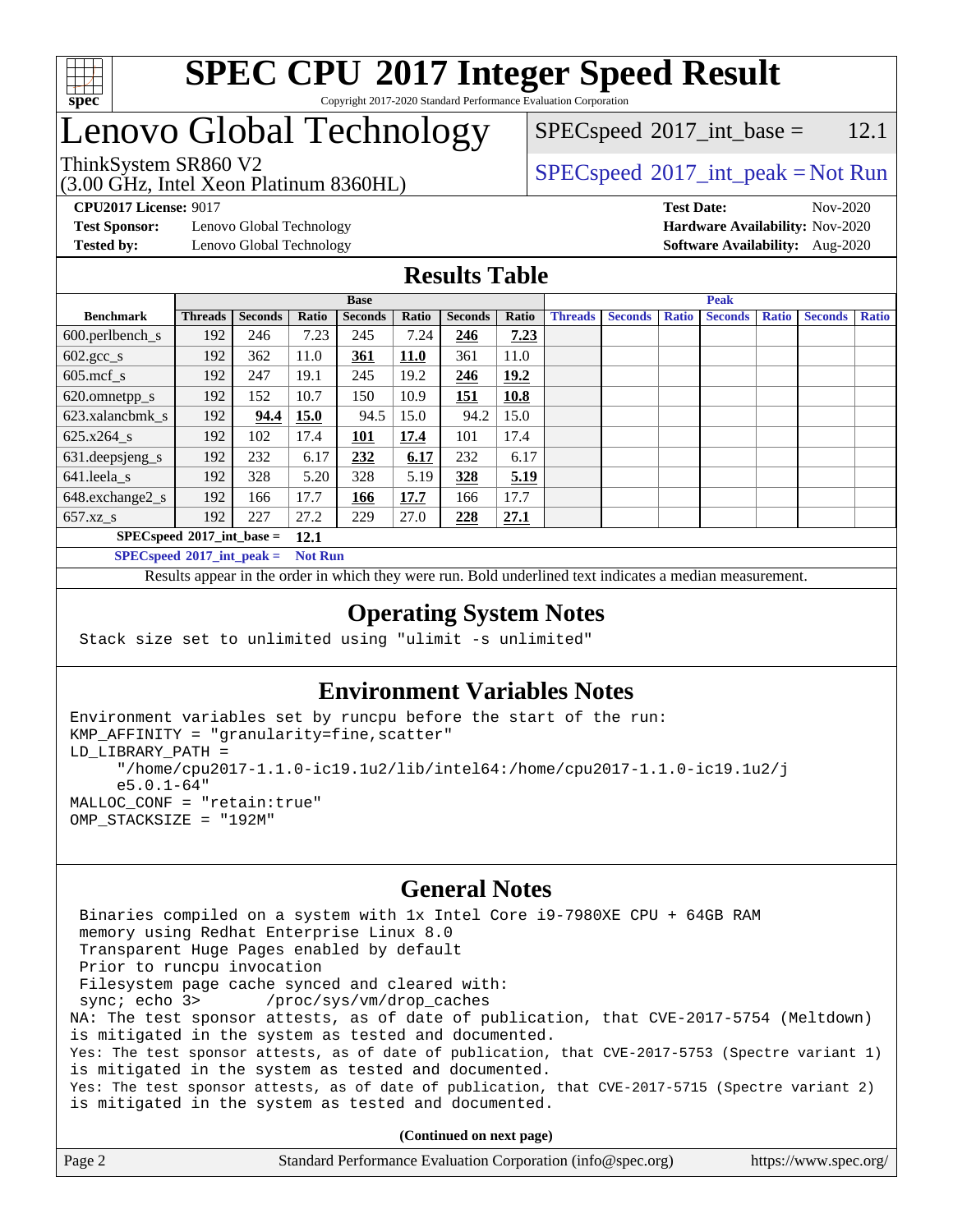# SPEC CPU 2017 Integer Speed Result

Copyright 2017-2020 Standard Performance Evaluation Corporation

# Lenovo Global Technology

ThinkSystem SR860 V2
(3.00 GHz, Intel Xeon Platinum 8360HL)

SPECspeed 2017_int_base = 12.1

SPECspeed 2017_int_peak = Not Run

**CPU2017 License:** 9017
**Test Sponsor:** Lenovo Global Technology
**Tested by:** Lenovo Global Technology

**Test Date:** Nov-2020
**Hardware Availability:** Nov-2020
**Software Availability:** Aug-2020

## Results Table

| | Base | | | | | | | Peak | | | | | | |
|---|---|---|---|---|---|---|---|---|---|---|---|---|---|---|
| **Benchmark** | **Threads** | **Seconds** | **Ratio** | **Seconds** | **Ratio** | **Seconds** | **Ratio** | **Threads** | **Seconds** | **Ratio** | **Seconds** | **Ratio** | **Seconds** | **Ratio** |
| 600.perlbench_s | 192 | 246 | 7.23 | 245 | 7.24 | **246** | **7.23** | | | | | | | |
| 602.gcc_s | 192 | 362 | 11.0 | **361** | **11.0** | 361 | 11.0 | | | | | | | |
| 605.mcf_s | 192 | 247 | 19.1 | 245 | 19.2 | **246** | **19.2** | | | | | | | |
| 620.omnetpp_s | 192 | 152 | 10.7 | 150 | 10.9 | **151** | **10.8** | | | | | | | |
| 623.xalancbmk_s | 192 | **94.4** | **15.0** | 94.5 | 15.0 | 94.2 | 15.0 | | | | | | | |
| 625.x264_s | 192 | 102 | 17.4 | **101** | **17.4** | 101 | 17.4 | | | | | | | |
| 631.deepsjeng_s | 192 | 232 | 6.17 | **232** | **6.17** | 232 | 6.17 | | | | | | | |
| 641.leela_s | 192 | 328 | 5.20 | 328 | 5.19 | **328** | **5.19** | | | | | | | |
| 648.exchange2_s | 192 | 166 | 17.7 | **166** | **17.7** | 166 | 17.7 | | | | | | | |
| 657.xz_s | 192 | 227 | 27.2 | 229 | 27.0 | **228** | **27.1** | | | | | | | |

**SPECspeed 2017_int_base = 12.1**

**SPECspeed 2017_int_peak = Not Run**

Results appear in the order in which they were run. Bold underlined text indicates a median measurement.

## Operating System Notes

```
Stack size set to unlimited using "ulimit -s unlimited"
```

## Environment Variables Notes

```
Environment variables set by runcpu before the start of the run:
KMP_AFFINITY = "granularity=fine,scatter"
LD_LIBRARY_PATH =
     "/home/cpu2017-1.1.0-ic19.1u2/lib/intel64:/home/cpu2017-1.1.0-ic19.1u2/j
     e5.0.1-64"
MALLOC_CONF = "retain:true"
OMP_STACKSIZE = "192M"
```

## General Notes

```
 Binaries compiled on a system with 1x Intel Core i9-7980XE CPU + 64GB RAM
 memory using Redhat Enterprise Linux 8.0
 Transparent Huge Pages enabled by default
 Prior to runcpu invocation
 Filesystem page cache synced and cleared with:
 sync; echo 3>       /proc/sys/vm/drop_caches
NA: The test sponsor attests, as of date of publication, that CVE-2017-5754 (Meltdown)
is mitigated in the system as tested and documented.
Yes: The test sponsor attests, as of date of publication, that CVE-2017-5753 (Spectre variant 1)
is mitigated in the system as tested and documented.
Yes: The test sponsor attests, as of date of publication, that CVE-2017-5715 (Spectre variant 2)
is mitigated in the system as tested and documented.
```

**(Continued on next page)**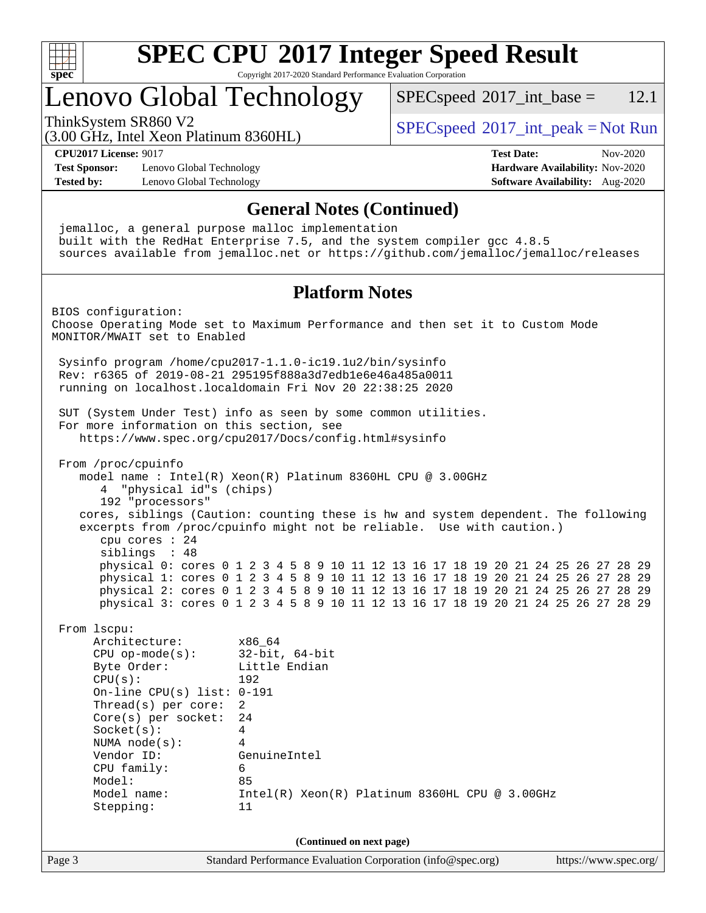# SPEC CPU 2017 Integer Speed Result

Copyright 2017-2020 Standard Performance Evaluation Corporation

# Lenovo Global Technology

ThinkSystem SR860 V2
(3.00 GHz, Intel Xeon Platinum 8360HL)

SPECspeed 2017_int_base = 12.1

SPECspeed 2017_int_peak = Not Run

**CPU2017 License:** 9017
**Test Sponsor:** Lenovo Global Technology
**Tested by:** Lenovo Global Technology

**Test Date:** Nov-2020
**Hardware Availability:** Nov-2020
**Software Availability:** Aug-2020

## General Notes (Continued)

```
 jemalloc, a general purpose malloc implementation
 built with the RedHat Enterprise 7.5, and the system compiler gcc 4.8.5
 sources available from jemalloc.net or https://github.com/jemalloc/jemalloc/releases
```

## Platform Notes

```
BIOS configuration:
Choose Operating Mode set to Maximum Performance and then set it to Custom Mode
MONITOR/MWAIT set to Enabled

 Sysinfo program /home/cpu2017-1.1.0-ic19.1u2/bin/sysinfo
 Rev: r6365 of 2019-08-21 295195f888a3d7edb1e6e46a485a0011
 running on localhost.localdomain Fri Nov 20 22:38:25 2020

 SUT (System Under Test) info as seen by some common utilities.
 For more information on this section, see
    https://www.spec.org/cpu2017/Docs/config.html#sysinfo

 From /proc/cpuinfo
    model name : Intel(R) Xeon(R) Platinum 8360HL CPU @ 3.00GHz
       4  "physical id"s (chips)
       192 "processors"
    cores, siblings (Caution: counting these is hw and system dependent. The following
    excerpts from /proc/cpuinfo might not be reliable.  Use with caution.)
       cpu cores : 24
       siblings  : 48
       physical 0: cores 0 1 2 3 4 5 8 9 10 11 12 13 16 17 18 19 20 21 24 25 26 27 28 29
       physical 1: cores 0 1 2 3 4 5 8 9 10 11 12 13 16 17 18 19 20 21 24 25 26 27 28 29
       physical 2: cores 0 1 2 3 4 5 8 9 10 11 12 13 16 17 18 19 20 21 24 25 26 27 28 29
       physical 3: cores 0 1 2 3 4 5 8 9 10 11 12 13 16 17 18 19 20 21 24 25 26 27 28 29

 From lscpu:
      Architecture:        x86_64
      CPU op-mode(s):      32-bit, 64-bit
      Byte Order:          Little Endian
      CPU(s):              192
      On-line CPU(s) list: 0-191
      Thread(s) per core:  2
      Core(s) per socket:  24
      Socket(s):           4
      NUMA node(s):        4
      Vendor ID:           GenuineIntel
      CPU family:          6
      Model:               85
      Model name:          Intel(R) Xeon(R) Platinum 8360HL CPU @ 3.00GHz
      Stepping:            11
```

(Continued on next page)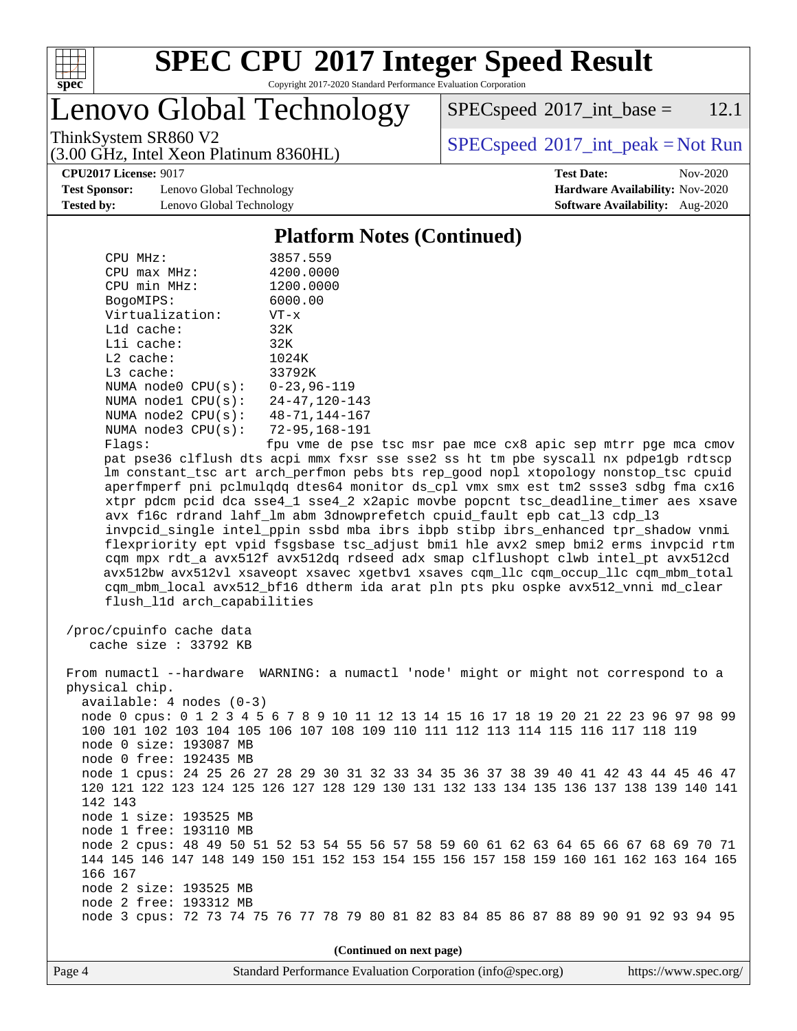# SPEC CPU 2017 Integer Speed Result

Copyright 2017-2020 Standard Performance Evaluation Corporation

# Lenovo Global Technology

ThinkSystem SR860 V2
(3.00 GHz, Intel Xeon Platinum 8360HL)

SPECspeed 2017_int_base = 12.1

SPECspeed 2017_int_peak = Not Run

**CPU2017 License:** 9017
**Test Sponsor:** Lenovo Global Technology
**Tested by:** Lenovo Global Technology

**Test Date:** Nov-2020
**Hardware Availability:** Nov-2020
**Software Availability:** Aug-2020

## Platform Notes (Continued)

```
    CPU MHz:               3857.559
    CPU max MHz:           4200.0000
    CPU min MHz:           1200.0000
    BogoMIPS:              6000.00
    Virtualization:        VT-x
    L1d cache:             32K
    L1i cache:             32K
    L2 cache:              1024K
    L3 cache:              33792K
    NUMA node0 CPU(s):     0-23,96-119
    NUMA node1 CPU(s):     24-47,120-143
    NUMA node2 CPU(s):     48-71,144-167
    NUMA node3 CPU(s):     72-95,168-191
    Flags:                 fpu vme de pse tsc msr pae mce cx8 apic sep mtrr pge mca cmov
    pat pse36 clflush dts acpi mmx fxsr sse sse2 ss ht tm pbe syscall nx pdpe1gb rdtscp
    lm constant_tsc art arch_perfmon pebs bts rep_good nopl xtopology nonstop_tsc cpuid
    aperfmperf pni pclmulqdq dtes64 monitor ds_cpl vmx smx est tm2 ssse3 sdbg fma cx16
    xtpr pdcm pcid dca sse4_1 sse4_2 x2apic movbe popcnt tsc_deadline_timer aes xsave
    avx f16c rdrand lahf_lm abm 3dnowprefetch cpuid_fault epb cat_l3 cdp_l3
    invpcid_single intel_ppin ssbd mba ibrs ibpb stibp ibrs_enhanced tpr_shadow vnmi
    flexpriority ept vpid fsgsbase tsc_adjust bmi1 hle avx2 smep bmi2 erms invpcid rtm
    cqm mpx rdt_a avx512f avx512dq rdseed adx smap clflushopt clwb intel_pt avx512cd
    avx512bw avx512vl xsaveopt xsavec xgetbv1 xsaves cqm_llc cqm_occup_llc cqm_mbm_total
    cqm_mbm_local avx512_bf16 dtherm ida arat pln pts pku ospke avx512_vnni md_clear
    flush_l1d arch_capabilities

 /proc/cpuinfo cache data
    cache size : 33792 KB

 From numactl --hardware  WARNING: a numactl 'node' might or might not correspond to a
 physical chip.
   available: 4 nodes (0-3)
   node 0 cpus: 0 1 2 3 4 5 6 7 8 9 10 11 12 13 14 15 16 17 18 19 20 21 22 23 96 97 98 99
   100 101 102 103 104 105 106 107 108 109 110 111 112 113 114 115 116 117 118 119
   node 0 size: 193087 MB
   node 0 free: 192435 MB
   node 1 cpus: 24 25 26 27 28 29 30 31 32 33 34 35 36 37 38 39 40 41 42 43 44 45 46 47
   120 121 122 123 124 125 126 127 128 129 130 131 132 133 134 135 136 137 138 139 140 141
   142 143
   node 1 size: 193525 MB
   node 1 free: 193110 MB
   node 2 cpus: 48 49 50 51 52 53 54 55 56 57 58 59 60 61 62 63 64 65 66 67 68 69 70 71
   144 145 146 147 148 149 150 151 152 153 154 155 156 157 158 159 160 161 162 163 164 165
   166 167
   node 2 size: 193525 MB
   node 2 free: 193312 MB
   node 3 cpus: 72 73 74 75 76 77 78 79 80 81 82 83 84 85 86 87 88 89 90 91 92 93 94 95
```

**(Continued on next page)**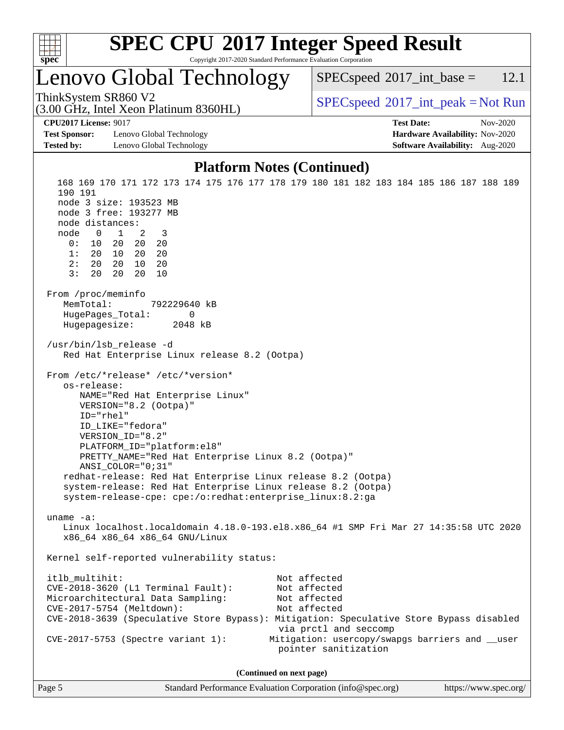## Platform Notes (Continued)

```
   168 169 170 171 172 173 174 175 176 177 178 179 180 181 182 183 184 185 186 187 188 189
   190 191
   node 3 size: 193523 MB
   node 3 free: 193277 MB
   node distances:
   node   0   1   2   3
     0:  10  20  20  20
     1:  20  10  20  20
     2:  20  20  10  20
     3:  20  20  20  10

 From /proc/meminfo
    MemTotal:       792229640 kB
    HugePages_Total:       0
    Hugepagesize:       2048 kB

 /usr/bin/lsb_release -d
    Red Hat Enterprise Linux release 8.2 (Ootpa)

 From /etc/*release* /etc/*version*
    os-release:
       NAME="Red Hat Enterprise Linux"
       VERSION="8.2 (Ootpa)"
       ID="rhel"
       ID_LIKE="fedora"
       VERSION_ID="8.2"
       PLATFORM_ID="platform:el8"
       PRETTY_NAME="Red Hat Enterprise Linux 8.2 (Ootpa)"
       ANSI_COLOR="0;31"
    redhat-release: Red Hat Enterprise Linux release 8.2 (Ootpa)
    system-release: Red Hat Enterprise Linux release 8.2 (Ootpa)
    system-release-cpe: cpe:/o:redhat:enterprise_linux:8.2:ga

 uname -a:
    Linux localhost.localdomain 4.18.0-193.el8.x86_64 #1 SMP Fri Mar 27 14:35:58 UTC 2020
    x86_64 x86_64 x86_64 GNU/Linux

 Kernel self-reported vulnerability status:

 itlb_multihit:                             Not affected
 CVE-2018-3620 (L1 Terminal Fault):         Not affected
 Microarchitectural Data Sampling:          Not affected
 CVE-2017-5754 (Meltdown):                  Not affected
 CVE-2018-3639 (Speculative Store Bypass): Mitigation: Speculative Store Bypass disabled
                                            via prctl and seccomp
 CVE-2017-5753 (Spectre variant 1):        Mitigation: usercopy/swapgs barriers and __user
                                            pointer sanitization
```

**(Continued on next page)**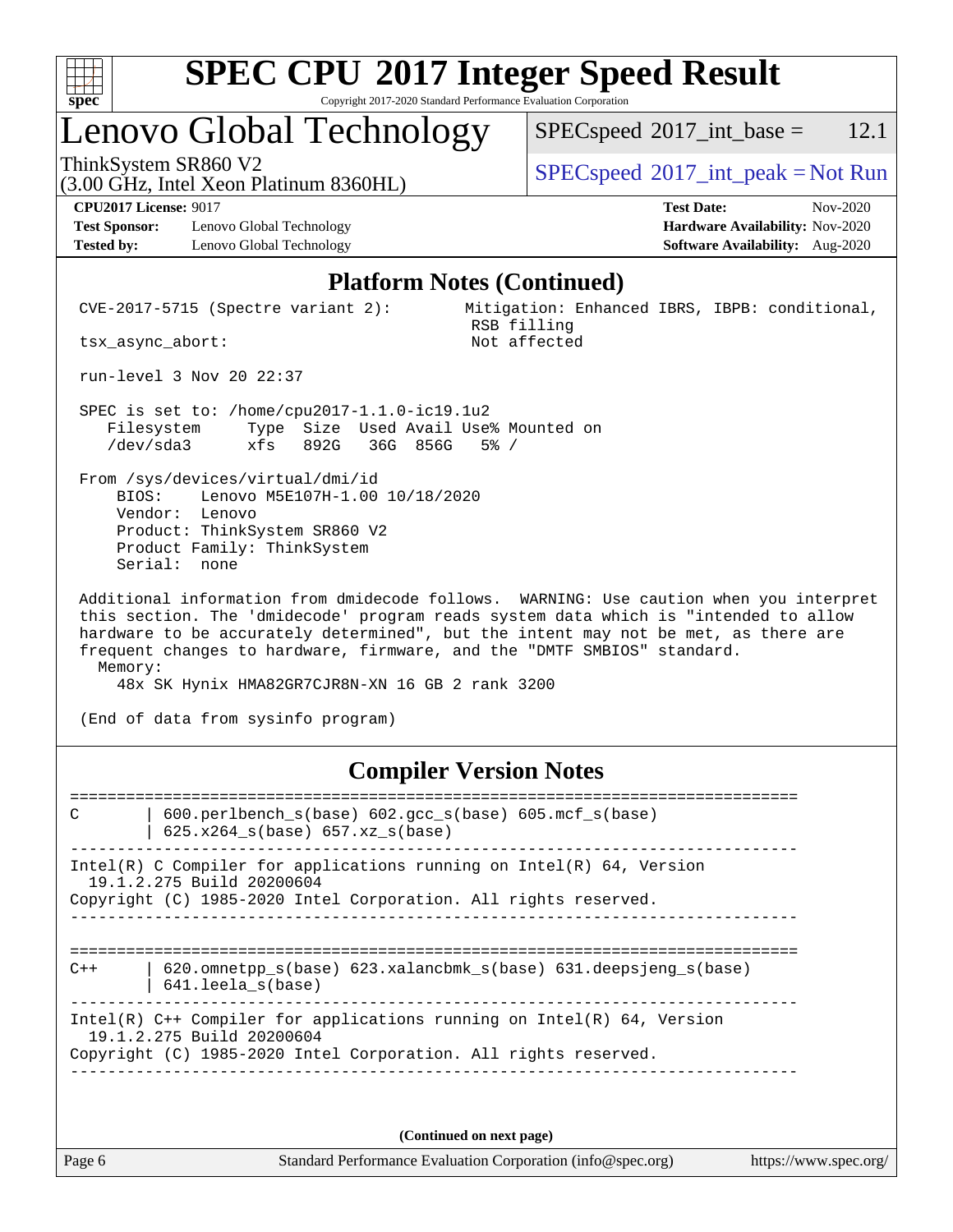# SPEC CPU 2017 Integer Speed Result

Copyright 2017-2020 Standard Performance Evaluation Corporation

## Lenovo Global Technology

ThinkSystem SR860 V2
(3.00 GHz, Intel Xeon Platinum 8360HL)

SPECspeed 2017_int_base = 12.1

SPECspeed 2017_int_peak = Not Run

**CPU2017 License:** 9017
**Test Sponsor:** Lenovo Global Technology
**Tested by:** Lenovo Global Technology

**Test Date:** Nov-2020
**Hardware Availability:** Nov-2020
**Software Availability:** Aug-2020

### Platform Notes (Continued)

```
CVE-2017-5715 (Spectre variant 2):        Mitigation: Enhanced IBRS, IBPB: conditional,
                                           RSB filling
tsx_async_abort:                           Not affected

run-level 3 Nov 20 22:37

SPEC is set to: /home/cpu2017-1.1.0-ic19.1u2
   Filesystem     Type  Size  Used Avail Use% Mounted on
   /dev/sda3      xfs   892G   36G  856G   5% /

From /sys/devices/virtual/dmi/id
    BIOS:    Lenovo M5E107H-1.00 10/18/2020
    Vendor:  Lenovo
    Product: ThinkSystem SR860 V2
    Product Family: ThinkSystem
    Serial:  none

Additional information from dmidecode follows.  WARNING: Use caution when you interpret
this section. The 'dmidecode' program reads system data which is "intended to allow
hardware to be accurately determined", but the intent may not be met, as there are
frequent changes to hardware, firmware, and the "DMTF SMBIOS" standard.
  Memory:
    48x SK Hynix HMA82GR7CJR8N-XN 16 GB 2 rank 3200

(End of data from sysinfo program)
```

### Compiler Version Notes

```
==============================================================================
C       | 600.perlbench_s(base) 602.gcc_s(base) 605.mcf_s(base)
        | 625.x264_s(base) 657.xz_s(base)
------------------------------------------------------------------------------
Intel(R) C Compiler for applications running on Intel(R) 64, Version
  19.1.2.275 Build 20200604
Copyright (C) 1985-2020 Intel Corporation. All rights reserved.
------------------------------------------------------------------------------

==============================================================================
C++     | 620.omnetpp_s(base) 623.xalancbmk_s(base) 631.deepsjeng_s(base)
        | 641.leela_s(base)
------------------------------------------------------------------------------
Intel(R) C++ Compiler for applications running on Intel(R) 64, Version
  19.1.2.275 Build 20200604
Copyright (C) 1985-2020 Intel Corporation. All rights reserved.
------------------------------------------------------------------------------
```

(Continued on next page)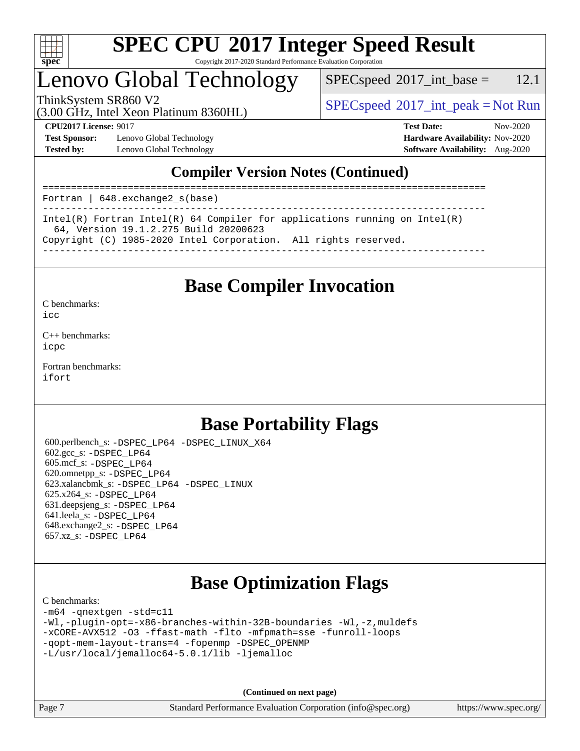## Compiler Version Notes (Continued)

```
==============================================================================
Fortran | 648.exchange2_s(base)
------------------------------------------------------------------------------
Intel(R) Fortran Intel(R) 64 Compiler for applications running on Intel(R)
  64, Version 19.1.2.275 Build 20200623
Copyright (C) 1985-2020 Intel Corporation.  All rights reserved.
------------------------------------------------------------------------------
```

## Base Compiler Invocation

C benchmarks:
icc

C++ benchmarks:
icpc

Fortran benchmarks:
ifort

## Base Portability Flags

600.perlbench_s: -DSPEC_LP64 -DSPEC_LINUX_X64
602.gcc_s: -DSPEC_LP64
605.mcf_s: -DSPEC_LP64
620.omnetpp_s: -DSPEC_LP64
623.xalancbmk_s: -DSPEC_LP64 -DSPEC_LINUX
625.x264_s: -DSPEC_LP64
631.deepsjeng_s: -DSPEC_LP64
641.leela_s: -DSPEC_LP64
648.exchange2_s: -DSPEC_LP64
657.xz_s: -DSPEC_LP64

## Base Optimization Flags

C benchmarks:
-m64 -qnextgen -std=c11
-Wl,-plugin-opt=-x86-branches-within-32B-boundaries -Wl,-z,muldefs
-xCORE-AVX512 -O3 -ffast-math -flto -mfpmath=sse -funroll-loops
-qopt-mem-layout-trans=4 -fopenmp -DSPEC_OPENMP
-L/usr/local/jemalloc64-5.0.1/lib -ljemalloc

(Continued on next page)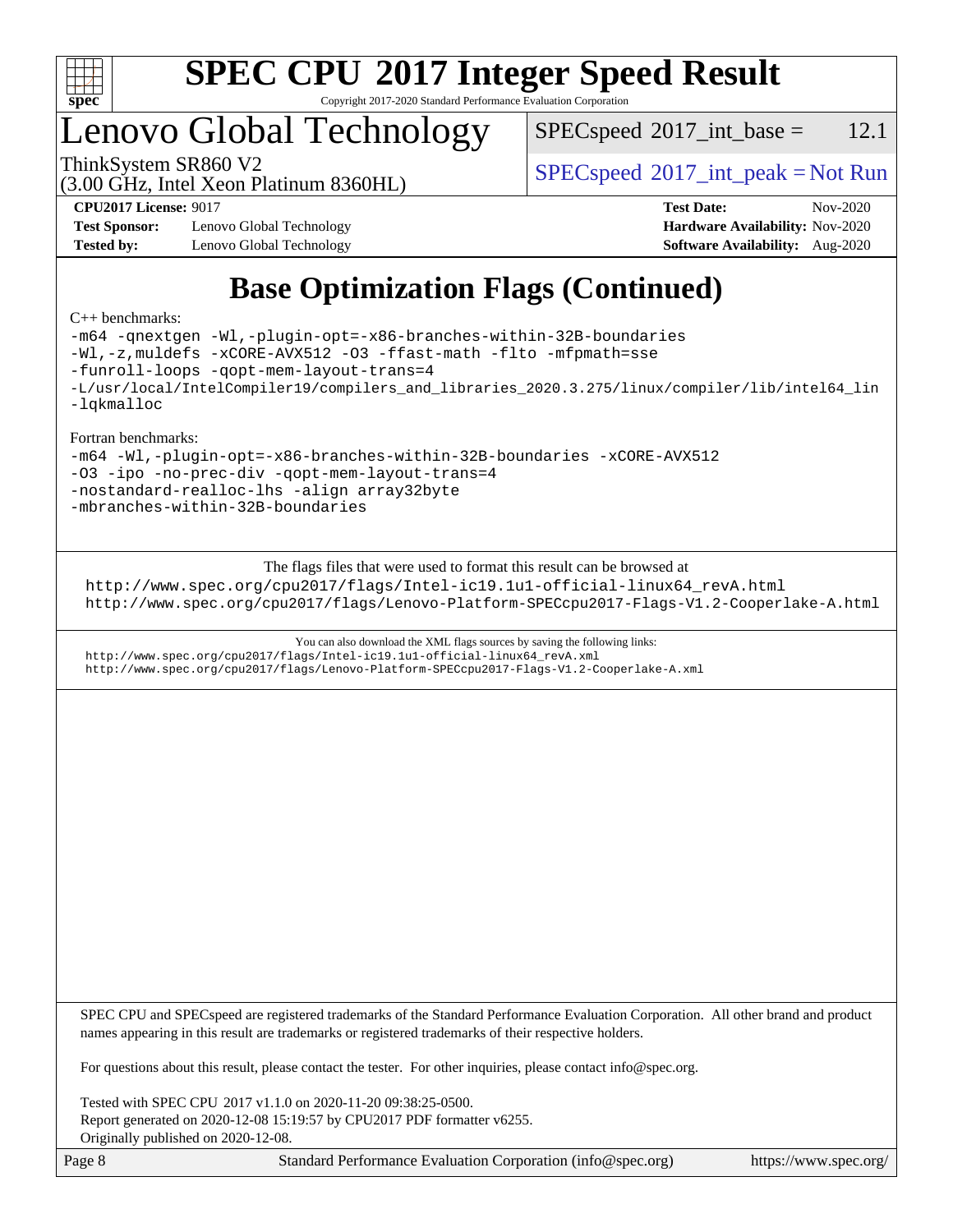# SPEC CPU 2017 Integer Speed Result

Copyright 2017-2020 Standard Performance Evaluation Corporation

# Lenovo Global Technology

ThinkSystem SR860 V2
(3.00 GHz, Intel Xeon Platinum 8360HL)

SPECspeed 2017_int_base = 12.1

SPECspeed 2017_int_peak = Not Run

**CPU2017 License:** 9017
**Test Sponsor:** Lenovo Global Technology
**Tested by:** Lenovo Global Technology

**Test Date:** Nov-2020
**Hardware Availability:** Nov-2020
**Software Availability:** Aug-2020

## Base Optimization Flags (Continued)

C++ benchmarks:

```
-m64 -qnextgen -Wl,-plugin-opt=-x86-branches-within-32B-boundaries
-Wl,-z,muldefs -xCORE-AVX512 -O3 -ffast-math -flto -mfpmath=sse
-funroll-loops -qopt-mem-layout-trans=4
-L/usr/local/IntelCompiler19/compilers_and_libraries_2020.3.275/linux/compiler/lib/intel64_lin
-lqkmalloc
```

Fortran benchmarks:

```
-m64 -Wl,-plugin-opt=-x86-branches-within-32B-boundaries -xCORE-AVX512
-O3 -ipo -no-prec-div -qopt-mem-layout-trans=4
-nostandard-realloc-lhs -align array32byte
-mbranches-within-32B-boundaries
```

The flags files that were used to format this result can be browsed at

http://www.spec.org/cpu2017/flags/Intel-ic19.1u1-official-linux64_revA.html
http://www.spec.org/cpu2017/flags/Lenovo-Platform-SPECcpu2017-Flags-V1.2-Cooperlake-A.html

You can also download the XML flags sources by saving the following links:

http://www.spec.org/cpu2017/flags/Intel-ic19.1u1-official-linux64_revA.xml
http://www.spec.org/cpu2017/flags/Lenovo-Platform-SPECcpu2017-Flags-V1.2-Cooperlake-A.xml

SPEC CPU and SPECspeed are registered trademarks of the Standard Performance Evaluation Corporation. All other brand and product names appearing in this result are trademarks or registered trademarks of their respective holders.

For questions about this result, please contact the tester. For other inquiries, please contact info@spec.org.

Tested with SPEC CPU 2017 v1.1.0 on 2020-11-20 09:38:25-0500.
Report generated on 2020-12-08 15:19:57 by CPU2017 PDF formatter v6255.
Originally published on 2020-12-08.